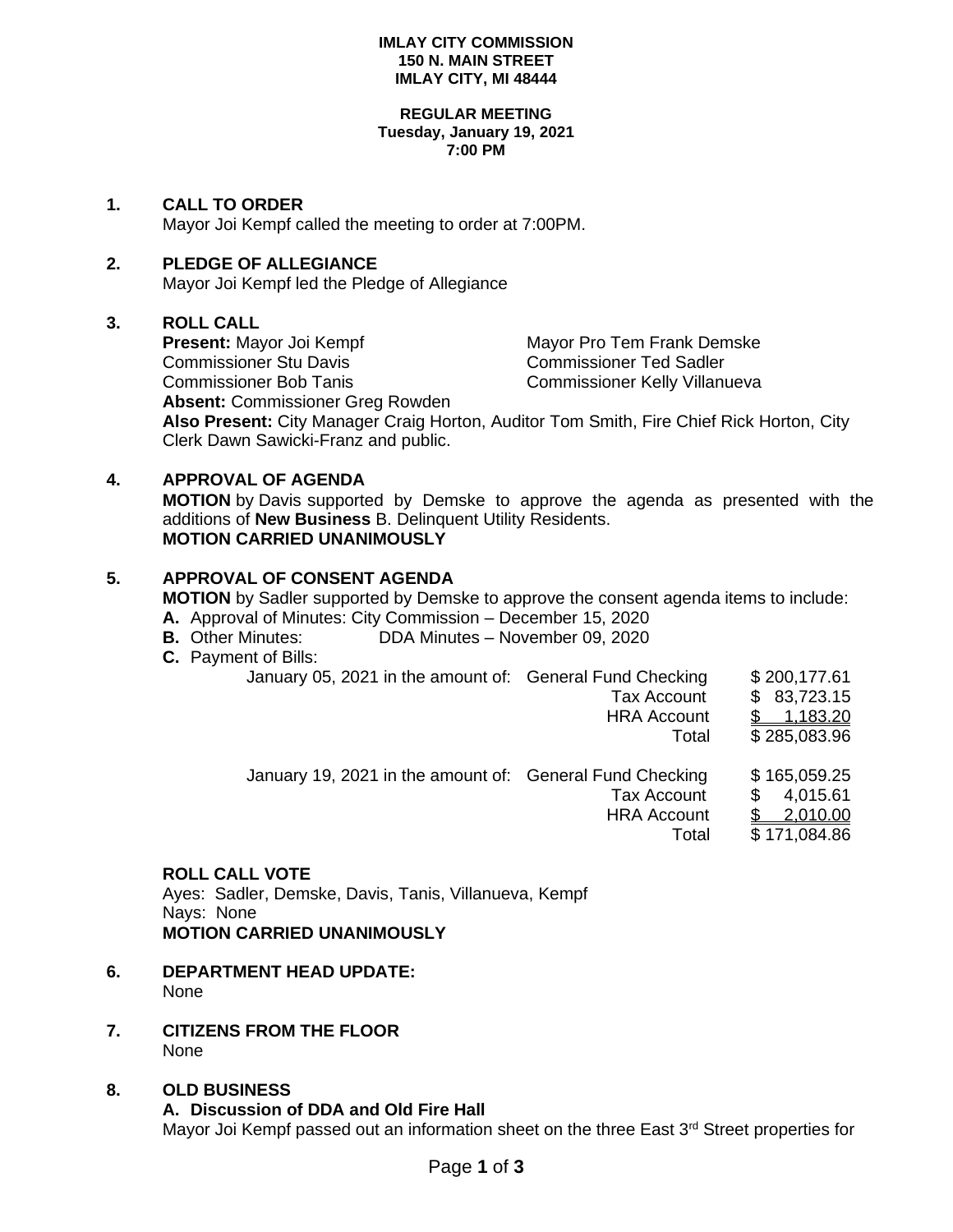**IMLAY CITY COMMISSION**
**150 N. MAIN STREET**
**IMLAY CITY, MI 48444**

**REGULAR MEETING**
**Tuesday, January 19, 2021**
**7:00 PM**

## 1. CALL TO ORDER

Mayor Joi Kempf called the meeting to order at 7:00PM.

## 2. PLEDGE OF ALLEGIANCE

Mayor Joi Kempf led the Pledge of Allegiance

## 3. ROLL CALL

**Present:** Mayor Joi Kempf, Mayor Pro Tem Frank Demske, Commissioner Stu Davis, Commissioner Ted Sadler, Commissioner Bob Tanis, Commissioner Kelly Villanueva

**Absent:** Commissioner Greg Rowden

**Also Present:** City Manager Craig Horton, Auditor Tom Smith, Fire Chief Rick Horton, City Clerk Dawn Sawicki-Franz and public.

## 4. APPROVAL OF AGENDA

**MOTION** by Davis supported by Demske to approve the agenda as presented with the additions of **New Business** B. Delinquent Utility Residents.
**MOTION CARRIED UNANIMOUSLY**

## 5. APPROVAL OF CONSENT AGENDA

**MOTION** by Sadler supported by Demske to approve the consent agenda items to include:

**A.** Approval of Minutes: City Commission – December 15, 2020
**B.** Other Minutes: DDA Minutes – November 09, 2020
**C.** Payment of Bills:

| | | |
|---|---|---|
| January 05, 2021 in the amount of: | General Fund Checking | $ 200,177.61 |
| | Tax Account | $ 83,723.15 |
| | HRA Account | $ 1,183.20 |
| | Total | $ 285,083.96 |
| January 19, 2021 in the amount of: | General Fund Checking | $ 165,059.25 |
| | Tax Account | $ 4,015.61 |
| | HRA Account | $ 2,010.00 |
| | Total | $ 171,084.86 |

**ROLL CALL VOTE**
Ayes: Sadler, Demske, Davis, Tanis, Villanueva, Kempf
Nays: None
**MOTION CARRIED UNANIMOUSLY**

## 6. DEPARTMENT HEAD UPDATE:

None

## 7. CITIZENS FROM THE FLOOR

None

## 8. OLD BUSINESS

**A. Discussion of DDA and Old Fire Hall**

Mayor Joi Kempf passed out an information sheet on the three East 3rd Street properties for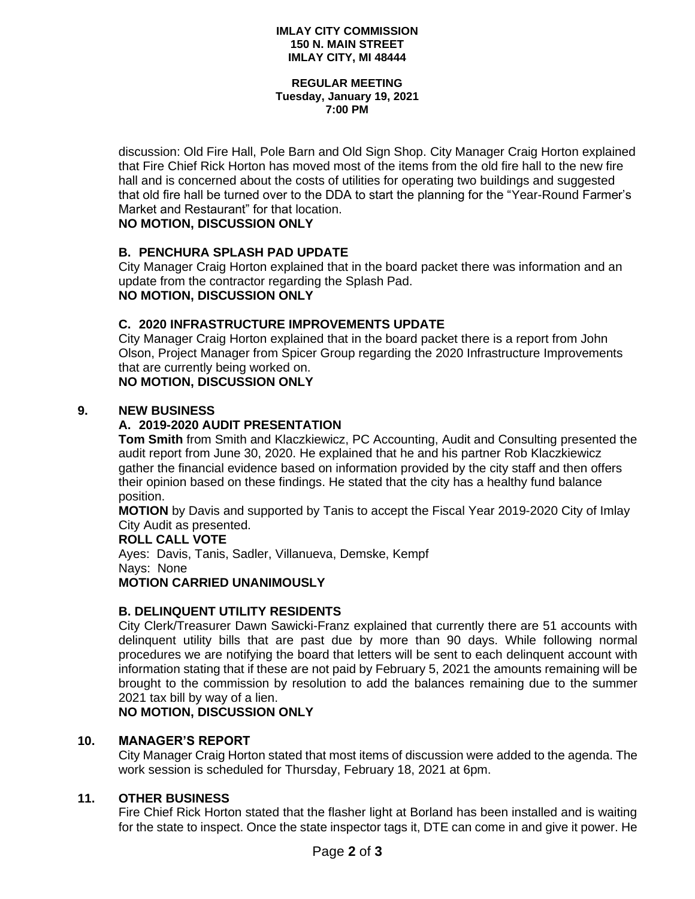**IMLAY CITY COMMISSION**
**150 N. MAIN STREET**
**IMLAY CITY, MI 48444**

**REGULAR MEETING**
**Tuesday, January 19, 2021**
**7:00 PM**

discussion: Old Fire Hall, Pole Barn and Old Sign Shop. City Manager Craig Horton explained that Fire Chief Rick Horton has moved most of the items from the old fire hall to the new fire hall and is concerned about the costs of utilities for operating two buildings and suggested that old fire hall be turned over to the DDA to start the planning for the "Year-Round Farmer's Market and Restaurant" for that location.
**NO MOTION, DISCUSSION ONLY**

### B. PENCHURA SPLASH PAD UPDATE

City Manager Craig Horton explained that in the board packet there was information and an update from the contractor regarding the Splash Pad.
**NO MOTION, DISCUSSION ONLY**

### C. 2020 INFRASTRUCTURE IMPROVEMENTS UPDATE

City Manager Craig Horton explained that in the board packet there is a report from John Olson, Project Manager from Spicer Group regarding the 2020 Infrastructure Improvements that are currently being worked on.
**NO MOTION, DISCUSSION ONLY**

## 9. NEW BUSINESS

### A. 2019-2020 AUDIT PRESENTATION

**Tom Smith** from Smith and Klaczkiewicz, PC Accounting, Audit and Consulting presented the audit report from June 30, 2020. He explained that he and his partner Rob Klaczkiewicz gather the financial evidence based on information provided by the city staff and then offers their opinion based on these findings. He stated that the city has a healthy fund balance position.

**MOTION** by Davis and supported by Tanis to accept the Fiscal Year 2019-2020 City of Imlay City Audit as presented.

**ROLL CALL VOTE**
Ayes: Davis, Tanis, Sadler, Villanueva, Demske, Kempf
Nays: None
**MOTION CARRIED UNANIMOUSLY**

### B. DELINQUENT UTILITY RESIDENTS

City Clerk/Treasurer Dawn Sawicki-Franz explained that currently there are 51 accounts with delinquent utility bills that are past due by more than 90 days. While following normal procedures we are notifying the board that letters will be sent to each delinquent account with information stating that if these are not paid by February 5, 2021 the amounts remaining will be brought to the commission by resolution to add the balances remaining due to the summer 2021 tax bill by way of a lien.
**NO MOTION, DISCUSSION ONLY**

## 10. MANAGER'S REPORT

City Manager Craig Horton stated that most items of discussion were added to the agenda. The work session is scheduled for Thursday, February 18, 2021 at 6pm.

## 11. OTHER BUSINESS

Fire Chief Rick Horton stated that the flasher light at Borland has been installed and is waiting for the state to inspect. Once the state inspector tags it, DTE can come in and give it power. He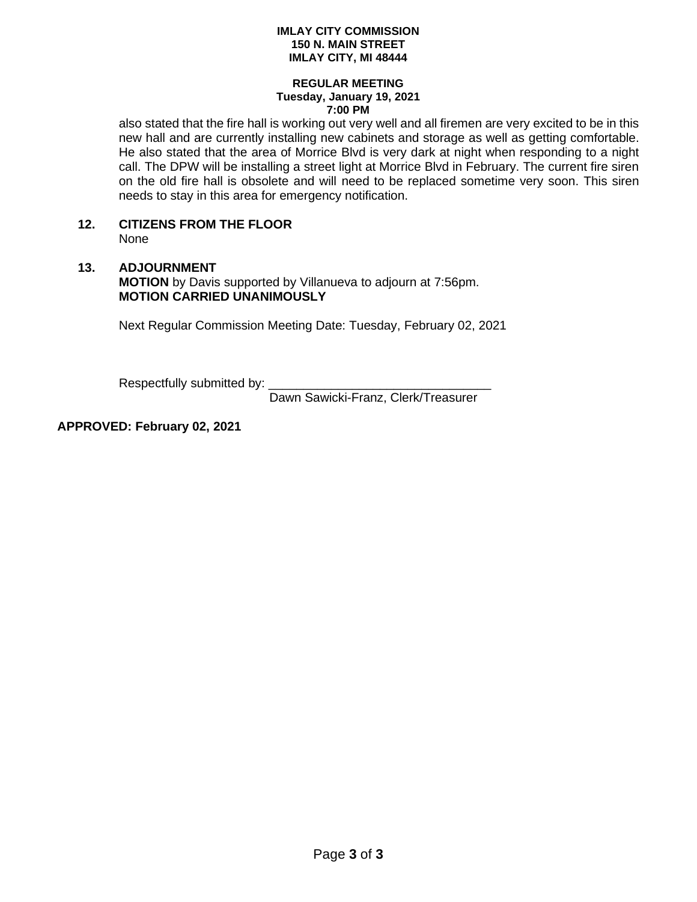also stated that the fire hall is working out very well and all firemen are very excited to be in this new hall and are currently installing new cabinets and storage as well as getting comfortable. He also stated that the area of Morrice Blvd is very dark at night when responding to a night call. The DPW will be installing a street light at Morrice Blvd in February. The current fire siren on the old fire hall is obsolete and will need to be replaced sometime very soon. This siren needs to stay in this area for emergency notification.

## 12. CITIZENS FROM THE FLOOR

None

## 13. ADJOURNMENT

**MOTION** by Davis supported by Villanueva to adjourn at 7:56pm.
**MOTION CARRIED UNANIMOUSLY**

Next Regular Commission Meeting Date: Tuesday, February 02, 2021

Respectfully submitted by: ________________________________
Dawn Sawicki-Franz, Clerk/Treasurer

**APPROVED: February 02, 2021**